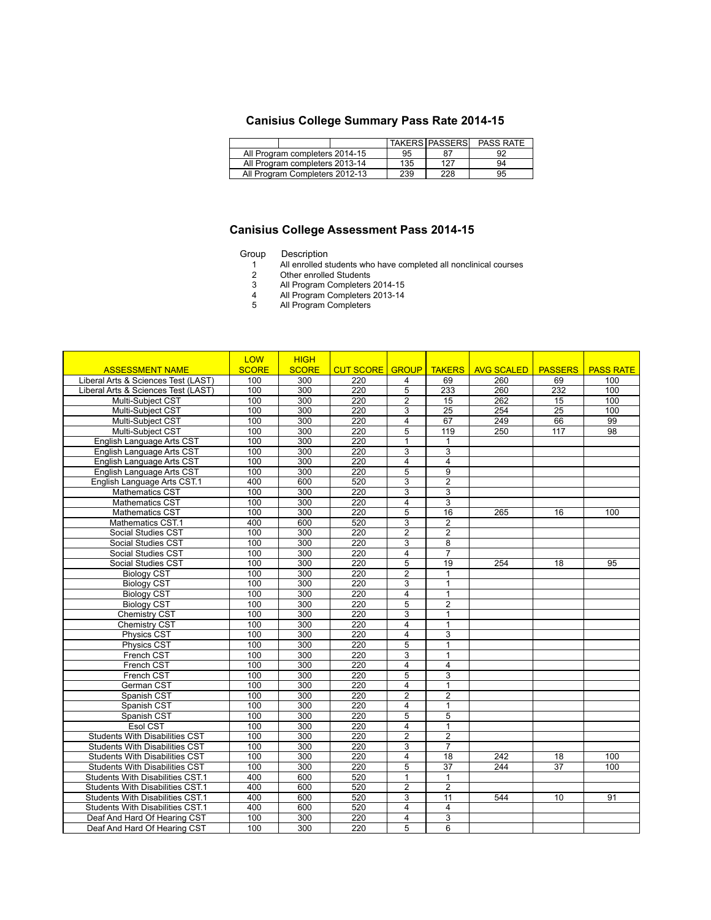## Canisius College Summary Pass Rate 2014-15

| | TAKERS | PASSERS | PASS RATE |
|---|---|---|---|
| All Program completers 2014-15 | 95 | 87 | 92 |
| All Program completers 2013-14 | 135 | 127 | 94 |
| All Program Completers 2012-13 | 239 | 228 | 95 |

## Canisius College Assessment Pass 2014-15

| Group | Description |
|---|---|
| 1 | All enrolled students who have completed all nonclinical courses |
| 2 | Other enrolled Students |
| 3 | All Program Completers 2014-15 |
| 4 | All Program Completers 2013-14 |
| 5 | All Program Completers |

| ASSESSMENT NAME | LOW SCORE | HIGH SCORE | CUT SCORE | GROUP | TAKERS | AVG SCALED | PASSERS | PASS RATE |
|---|---|---|---|---|---|---|---|---|
| Liberal Arts & Sciences Test (LAST) | 100 | 300 | 220 | 4 | 69 | 260 | 69 | 100 |
| Liberal Arts & Sciences Test (LAST) | 100 | 300 | 220 | 5 | 233 | 260 | 232 | 100 |
| Multi-Subject CST | 100 | 300 | 220 | 2 | 15 | 262 | 15 | 100 |
| Multi-Subject CST | 100 | 300 | 220 | 3 | 25 | 254 | 25 | 100 |
| Multi-Subject CST | 100 | 300 | 220 | 4 | 67 | 249 | 66 | 99 |
| Multi-Subject CST | 100 | 300 | 220 | 5 | 119 | 250 | 117 | 98 |
| English Language Arts CST | 100 | 300 | 220 | 1 | 1 | | | |
| English Language Arts CST | 100 | 300 | 220 | 3 | 3 | | | |
| English Language Arts CST | 100 | 300 | 220 | 4 | 4 | | | |
| English Language Arts CST | 100 | 300 | 220 | 5 | 9 | | | |
| English Language Arts CST.1 | 400 | 600 | 520 | 3 | 2 | | | |
| Mathematics CST | 100 | 300 | 220 | 3 | 3 | | | |
| Mathematics CST | 100 | 300 | 220 | 4 | 3 | | | |
| Mathematics CST | 100 | 300 | 220 | 5 | 16 | 265 | 16 | 100 |
| Mathematics CST.1 | 400 | 600 | 520 | 3 | 2 | | | |
| Social Studies CST | 100 | 300 | 220 | 2 | 2 | | | |
| Social Studies CST | 100 | 300 | 220 | 3 | 8 | | | |
| Social Studies CST | 100 | 300 | 220 | 4 | 7 | | | |
| Social Studies CST | 100 | 300 | 220 | 5 | 19 | 254 | 18 | 95 |
| Biology CST | 100 | 300 | 220 | 2 | 1 | | | |
| Biology CST | 100 | 300 | 220 | 3 | 1 | | | |
| Biology CST | 100 | 300 | 220 | 4 | 1 | | | |
| Biology CST | 100 | 300 | 220 | 5 | 2 | | | |
| Chemistry CST | 100 | 300 | 220 | 3 | 1 | | | |
| Chemistry CST | 100 | 300 | 220 | 4 | 1 | | | |
| Physics CST | 100 | 300 | 220 | 4 | 3 | | | |
| Physics CST | 100 | 300 | 220 | 5 | 1 | | | |
| French CST | 100 | 300 | 220 | 3 | 1 | | | |
| French CST | 100 | 300 | 220 | 4 | 4 | | | |
| French CST | 100 | 300 | 220 | 5 | 3 | | | |
| German CST | 100 | 300 | 220 | 4 | 1 | | | |
| Spanish CST | 100 | 300 | 220 | 2 | 2 | | | |
| Spanish CST | 100 | 300 | 220 | 4 | 1 | | | |
| Spanish CST | 100 | 300 | 220 | 5 | 5 | | | |
| Esol CST | 100 | 300 | 220 | 4 | 1 | | | |
| Students With Disabilities CST | 100 | 300 | 220 | 2 | 2 | | | |
| Students With Disabilities CST | 100 | 300 | 220 | 3 | 7 | | | |
| Students With Disabilities CST | 100 | 300 | 220 | 4 | 18 | 242 | 18 | 100 |
| Students With Disabilities CST | 100 | 300 | 220 | 5 | 37 | 244 | 37 | 100 |
| Students With Disabilities CST.1 | 400 | 600 | 520 | 1 | 1 | | | |
| Students With Disabilities CST.1 | 400 | 600 | 520 | 2 | 2 | | | |
| Students With Disabilities CST.1 | 400 | 600 | 520 | 3 | 11 | 544 | 10 | 91 |
| Students With Disabilities CST.1 | 400 | 600 | 520 | 4 | 4 | | | |
| Deaf And Hard Of Hearing CST | 100 | 300 | 220 | 4 | 3 | | | |
| Deaf And Hard Of Hearing CST | 100 | 300 | 220 | 5 | 6 | | | |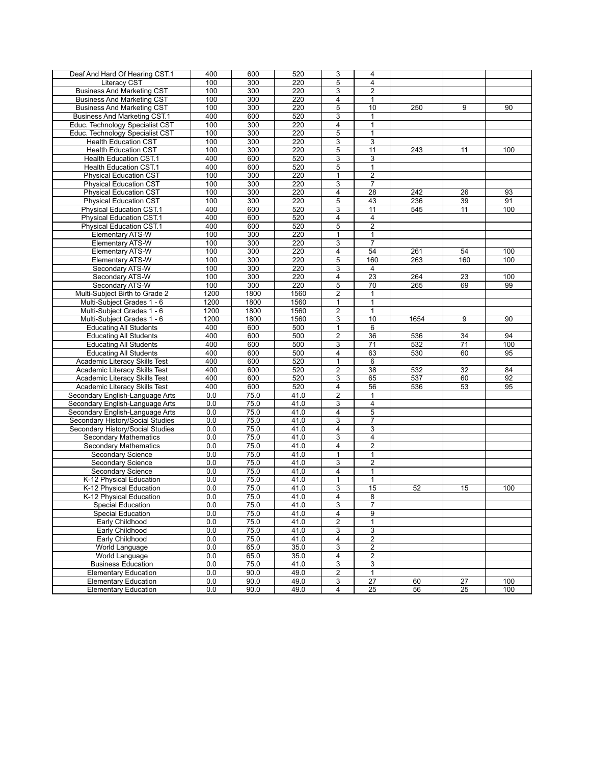| | | | | | | | | |
|---|---|---|---|---|---|---|---|---|
| Deaf And Hard Of Hearing CST.1 | 400 | 600 | 520 | 3 | 4 | | | |
| Literacy CST | 100 | 300 | 220 | 5 | 4 | | | |
| Business And Marketing CST | 100 | 300 | 220 | 3 | 2 | | | |
| Business And Marketing CST | 100 | 300 | 220 | 4 | 1 | | | |
| Business And Marketing CST | 100 | 300 | 220 | 5 | 10 | 250 | 9 | 90 |
| Business And Marketing CST.1 | 400 | 600 | 520 | 3 | 1 | | | |
| Educ. Technology Specialist CST | 100 | 300 | 220 | 4 | 1 | | | |
| Educ. Technology Specialist CST | 100 | 300 | 220 | 5 | 1 | | | |
| Health Education CST | 100 | 300 | 220 | 3 | 3 | | | |
| Health Education CST | 100 | 300 | 220 | 5 | 11 | 243 | 11 | 100 |
| Health Education CST.1 | 400 | 600 | 520 | 3 | 3 | | | |
| Health Education CST.1 | 400 | 600 | 520 | 5 | 1 | | | |
| Physical Education CST | 100 | 300 | 220 | 1 | 2 | | | |
| Physical Education CST | 100 | 300 | 220 | 3 | 7 | | | |
| Physical Education CST | 100 | 300 | 220 | 4 | 28 | 242 | 26 | 93 |
| Physical Education CST | 100 | 300 | 220 | 5 | 43 | 236 | 39 | 91 |
| Physical Education CST.1 | 400 | 600 | 520 | 3 | 11 | 545 | 11 | 100 |
| Physical Education CST.1 | 400 | 600 | 520 | 4 | 4 | | | |
| Physical Education CST.1 | 400 | 600 | 520 | 5 | 2 | | | |
| Elementary ATS-W | 100 | 300 | 220 | 1 | 1 | | | |
| Elementary ATS-W | 100 | 300 | 220 | 3 | 7 | | | |
| Elementary ATS-W | 100 | 300 | 220 | 4 | 54 | 261 | 54 | 100 |
| Elementary ATS-W | 100 | 300 | 220 | 5 | 160 | 263 | 160 | 100 |
| Secondary ATS-W | 100 | 300 | 220 | 3 | 4 | | | |
| Secondary ATS-W | 100 | 300 | 220 | 4 | 23 | 264 | 23 | 100 |
| Secondary ATS-W | 100 | 300 | 220 | 5 | 70 | 265 | 69 | 99 |
| Multi-Subject Birth to Grade 2 | 1200 | 1800 | 1560 | 2 | 1 | | | |
| Multi-Subject Grades 1 - 6 | 1200 | 1800 | 1560 | 1 | 1 | | | |
| Multi-Subject Grades 1 - 6 | 1200 | 1800 | 1560 | 2 | 1 | | | |
| Multi-Subject Grades 1 - 6 | 1200 | 1800 | 1560 | 3 | 10 | 1654 | 9 | 90 |
| Educating All Students | 400 | 600 | 500 | 1 | 6 | | | |
| Educating All Students | 400 | 600 | 500 | 2 | 36 | 536 | 34 | 94 |
| Educating All Students | 400 | 600 | 500 | 3 | 71 | 532 | 71 | 100 |
| Educating All Students | 400 | 600 | 500 | 4 | 63 | 530 | 60 | 95 |
| Academic Literacy Skills Test | 400 | 600 | 520 | 1 | 6 | | | |
| Academic Literacy Skills Test | 400 | 600 | 520 | 2 | 38 | 532 | 32 | 84 |
| Academic Literacy Skills Test | 400 | 600 | 520 | 3 | 65 | 537 | 60 | 92 |
| Academic Literacy Skills Test | 400 | 600 | 520 | 4 | 56 | 536 | 53 | 95 |
| Secondary English-Language Arts | 0.0 | 75.0 | 41.0 | 2 | 1 | | | |
| Secondary English-Language Arts | 0.0 | 75.0 | 41.0 | 3 | 4 | | | |
| Secondary English-Language Arts | 0.0 | 75.0 | 41.0 | 4 | 5 | | | |
| Secondary History/Social Studies | 0.0 | 75.0 | 41.0 | 3 | 7 | | | |
| Secondary History/Social Studies | 0.0 | 75.0 | 41.0 | 4 | 3 | | | |
| Secondary Mathematics | 0.0 | 75.0 | 41.0 | 3 | 4 | | | |
| Secondary Mathematics | 0.0 | 75.0 | 41.0 | 4 | 2 | | | |
| Secondary Science | 0.0 | 75.0 | 41.0 | 1 | 1 | | | |
| Secondary Science | 0.0 | 75.0 | 41.0 | 3 | 2 | | | |
| Secondary Science | 0.0 | 75.0 | 41.0 | 4 | 1 | | | |
| K-12 Physical Education | 0.0 | 75.0 | 41.0 | 1 | 1 | | | |
| K-12 Physical Education | 0.0 | 75.0 | 41.0 | 3 | 15 | 52 | 15 | 100 |
| K-12 Physical Education | 0.0 | 75.0 | 41.0 | 4 | 8 | | | |
| Special Education | 0.0 | 75.0 | 41.0 | 3 | 7 | | | |
| Special Education | 0.0 | 75.0 | 41.0 | 4 | 9 | | | |
| Early Childhood | 0.0 | 75.0 | 41.0 | 2 | 1 | | | |
| Early Childhood | 0.0 | 75.0 | 41.0 | 3 | 3 | | | |
| Early Childhood | 0.0 | 75.0 | 41.0 | 4 | 2 | | | |
| World Language | 0.0 | 65.0 | 35.0 | 3 | 2 | | | |
| World Language | 0.0 | 65.0 | 35.0 | 4 | 2 | | | |
| Business Education | 0.0 | 75.0 | 41.0 | 3 | 3 | | | |
| Elementary Education | 0.0 | 90.0 | 49.0 | 2 | 1 | | | |
| Elementary Education | 0.0 | 90.0 | 49.0 | 3 | 27 | 60 | 27 | 100 |
| Elementary Education | 0.0 | 90.0 | 49.0 | 4 | 25 | 56 | 25 | 100 |